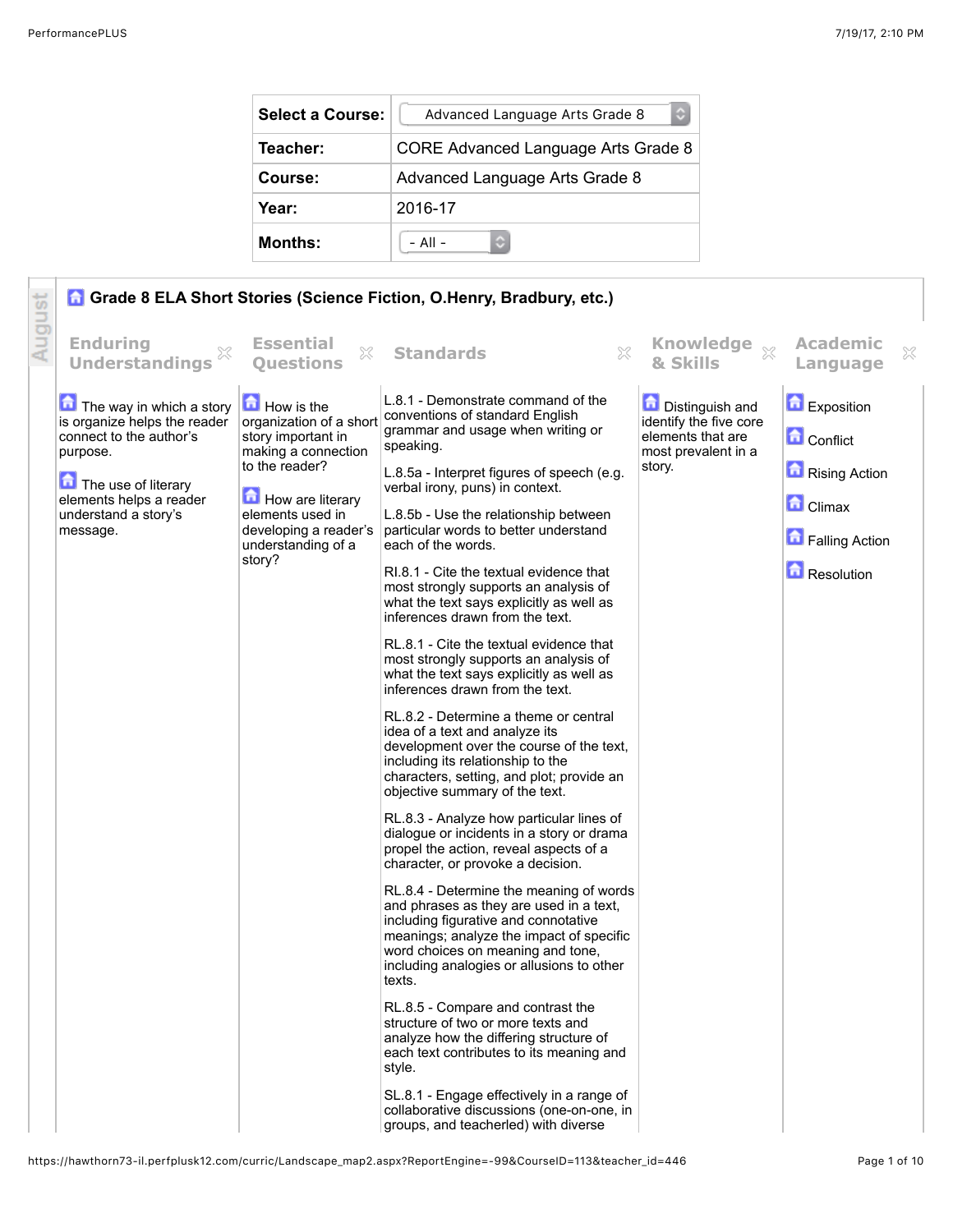| Select a Course: | Advanced Language Arts Grade 8 |
| --- | --- |
| Teacher: | CORE Advanced Language Arts Grade 8 |
| Course: | Advanced Language Arts Grade 8 |
| Year: | 2016-17 |
| Months: | - All - |

August

## Grade 8 ELA Short Stories (Science Fiction, O.Henry, Bradbury, etc.)

| Enduring Understandings | Essential Questions | Standards | Knowledge & Skills | Academic Language |
| --- | --- | --- | --- | --- |
| The way in which a story is organize helps the reader connect to the author's purpose.<br><br>The use of literary elements helps a reader understand a story's message. | How is the organization of a short story important in making a connection to the reader?<br><br>How are literary elements used in developing a reader's understanding of a story? | L.8.1 - Demonstrate command of the conventions of standard English grammar and usage when writing or speaking.<br><br>L.8.5a - Interpret figures of speech (e.g. verbal irony, puns) in context.<br><br>L.8.5b - Use the relationship between particular words to better understand each of the words.<br><br>RI.8.1 - Cite the textual evidence that most strongly supports an analysis of what the text says explicitly as well as inferences drawn from the text.<br><br>RL.8.1 - Cite the textual evidence that most strongly supports an analysis of what the text says explicitly as well as inferences drawn from the text.<br><br>RL.8.2 - Determine a theme or central idea of a text and analyze its development over the course of the text, including its relationship to the characters, setting, and plot; provide an objective summary of the text.<br><br>RL.8.3 - Analyze how particular lines of dialogue or incidents in a story or drama propel the action, reveal aspects of a character, or provoke a decision.<br><br>RL.8.4 - Determine the meaning of words and phrases as they are used in a text, including figurative and connotative meanings; analyze the impact of specific word choices on meaning and tone, including analogies or allusions to other texts.<br><br>RL.8.5 - Compare and contrast the structure of two or more texts and analyze how the differing structure of each text contributes to its meaning and style.<br><br>SL.8.1 - Engage effectively in a range of collaborative discussions (one-on-one, in groups, and teacherled) with diverse | Distinguish and identify the five core elements that are most prevalent in a story. | Exposition<br><br>Conflict<br><br>Rising Action<br><br>Climax<br><br>Falling Action<br><br>Resolution |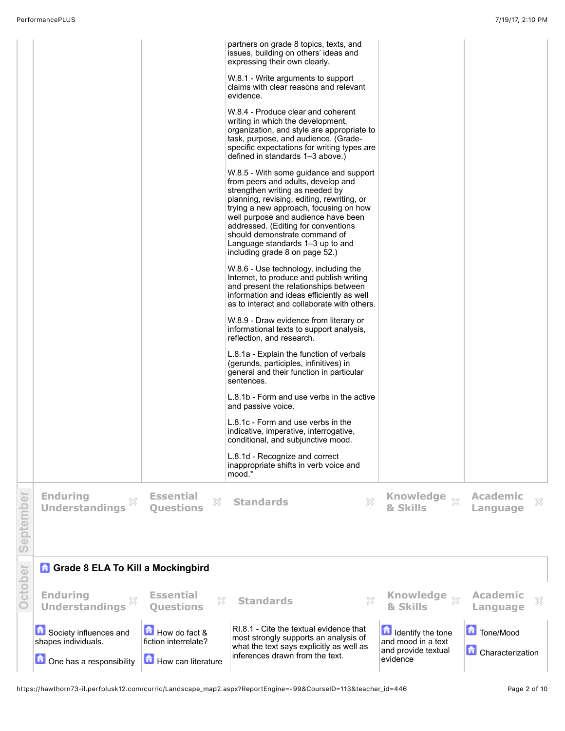| | | | | |
|---|---|---|---|---|
| | | partners on grade 8 topics, texts, and issues, building on others' ideas and expressing their own clearly.<br><br>W.8.1 - Write arguments to support claims with clear reasons and relevant evidence.<br><br>W.8.4 - Produce clear and coherent writing in which the development, organization, and style are appropriate to task, purpose, and audience. (Grade-specific expectations for writing types are defined in standards 1–3 above.)<br><br>W.8.5 - With some guidance and support from peers and adults, develop and strengthen writing as needed by planning, revising, editing, rewriting, or trying a new approach, focusing on how well purpose and audience have been addressed. (Editing for conventions should demonstrate command of Language standards 1–3 up to and including grade 8 on page 52.)<br><br>W.8.6 - Use technology, including the Internet, to produce and publish writing and present the relationships between information and ideas efficiently as well as to interact and collaborate with others.<br><br>W.8.9 - Draw evidence from literary or informational texts to support analysis, reflection, and research.<br><br>L.8.1a - Explain the function of verbals (gerunds, participles, infinitives) in general and their function in particular sentences.<br><br>L.8.1b - Form and use verbs in the active and passive voice.<br><br>L.8.1c - Form and use verbs in the indicative, imperative, interrogative, conditional, and subjunctive mood.<br><br>L.8.1d - Recognize and correct inappropriate shifts in verb voice and mood.* | | |

## September

| Enduring Understandings | Essential Questions | Standards | Knowledge & Skills | Academic Language |
|---|---|---|---|---|

## October

### Grade 8 ELA To Kill a Mockingbird

| Enduring Understandings | Essential Questions | Standards | Knowledge & Skills | Academic Language |
|---|---|---|---|---|
| Society influences and shapes individuals.<br><br>One has a responsibility | How do fact & fiction interrelate?<br><br>How can literature | RI.8.1 - Cite the textual evidence that most strongly supports an analysis of what the text says explicitly as well as inferences drawn from the text. | Identify the tone and mood in a text and provide textual evidence | Tone/Mood<br><br>Characterization |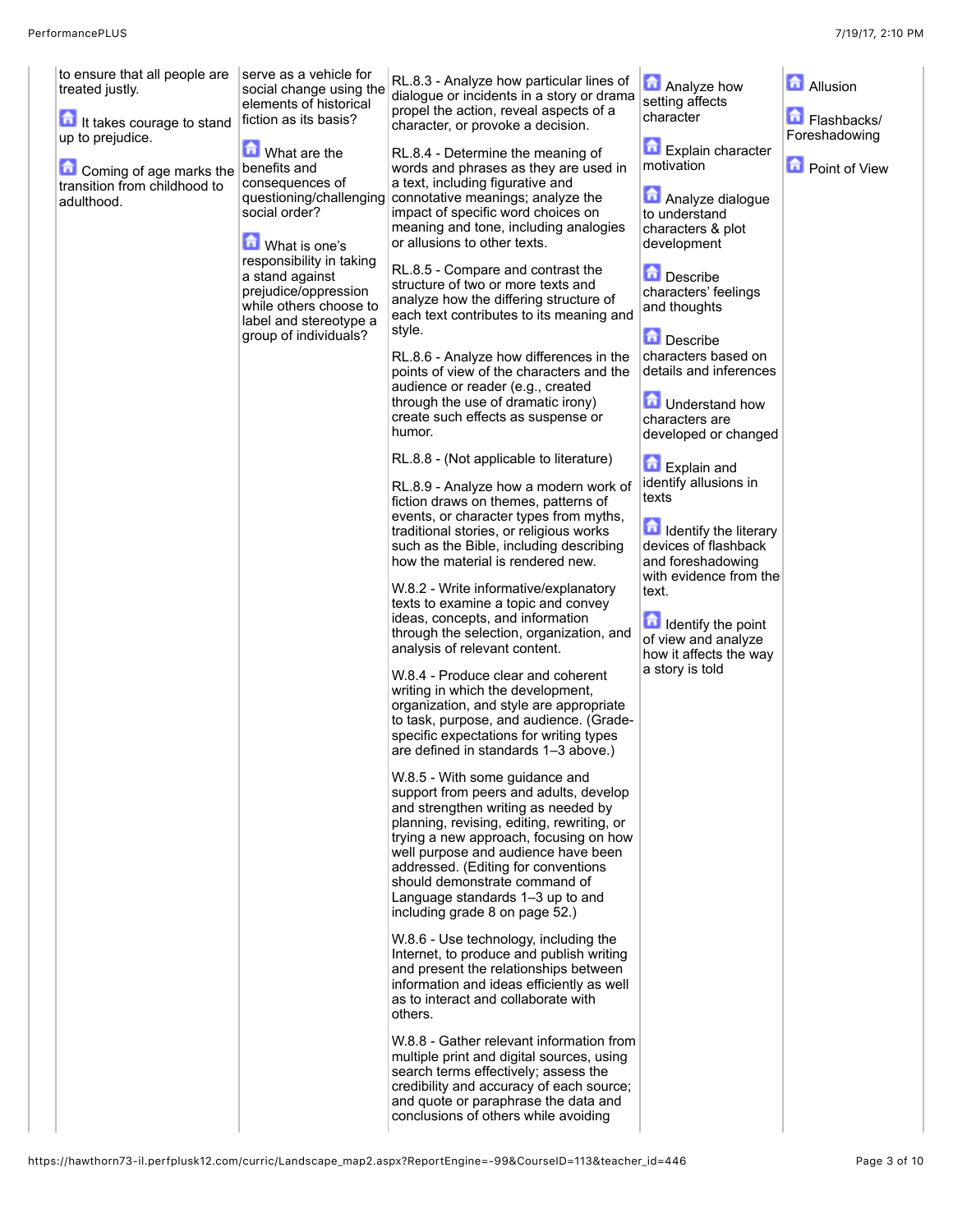| | | | | | |
|---|---|---|---|---|---|
| | to ensure that all people are treated justly.<br><br>It takes courage to stand up to prejudice.<br><br>Coming of age marks the transition from childhood to adulthood. | serve as a vehicle for social change using the elements of historical fiction as its basis?<br><br>What are the benefits and consequences of questioning/challenging social order?<br><br>What is one's responsibility in taking a stand against prejudice/oppression while others choose to label and stereotype a group of individuals? | RL.8.3 - Analyze how particular lines of dialogue or incidents in a story or drama propel the action, reveal aspects of a character, or provoke a decision.<br><br>RL.8.4 - Determine the meaning of words and phrases as they are used in a text, including figurative and connotative meanings; analyze the impact of specific word choices on meaning and tone, including analogies or allusions to other texts.<br><br>RL.8.5 - Compare and contrast the structure of two or more texts and analyze how the differing structure of each text contributes to its meaning and style.<br><br>RL.8.6 - Analyze how differences in the points of view of the characters and the audience or reader (e.g., created through the use of dramatic irony) create such effects as suspense or humor.<br><br>RL.8.8 - (Not applicable to literature)<br><br>RL.8.9 - Analyze how a modern work of fiction draws on themes, patterns of events, or character types from myths, traditional stories, or religious works such as the Bible, including describing how the material is rendered new.<br><br>W.8.2 - Write informative/explanatory texts to examine a topic and convey ideas, concepts, and information through the selection, organization, and analysis of relevant content.<br><br>W.8.4 - Produce clear and coherent writing in which the development, organization, and style are appropriate to task, purpose, and audience. (Grade-specific expectations for writing types are defined in standards 1–3 above.)<br><br>W.8.5 - With some guidance and support from peers and adults, develop and strengthen writing as needed by planning, revising, editing, rewriting, or trying a new approach, focusing on how well purpose and audience have been addressed. (Editing for conventions should demonstrate command of Language standards 1–3 up to and including grade 8 on page 52.)<br><br>W.8.6 - Use technology, including the Internet, to produce and publish writing and present the relationships between information and ideas efficiently as well as to interact and collaborate with others.<br><br>W.8.8 - Gather relevant information from multiple print and digital sources, using search terms effectively; assess the credibility and accuracy of each source; and quote or paraphrase the data and conclusions of others while avoiding | Analyze how setting affects character<br><br>Explain character motivation<br><br>Analyze dialogue to understand characters & plot development<br><br>Describe characters' feelings and thoughts<br><br>Describe characters based on details and inferences<br><br>Understand how characters are developed or changed<br><br>Explain and identify allusions in texts<br><br>Identify the literary devices of flashback and foreshadowing with evidence from the text.<br><br>Identify the point of view and analyze how it affects the way a story is told | Allusion<br><br>Flashbacks/ Foreshadowing<br><br>Point of View |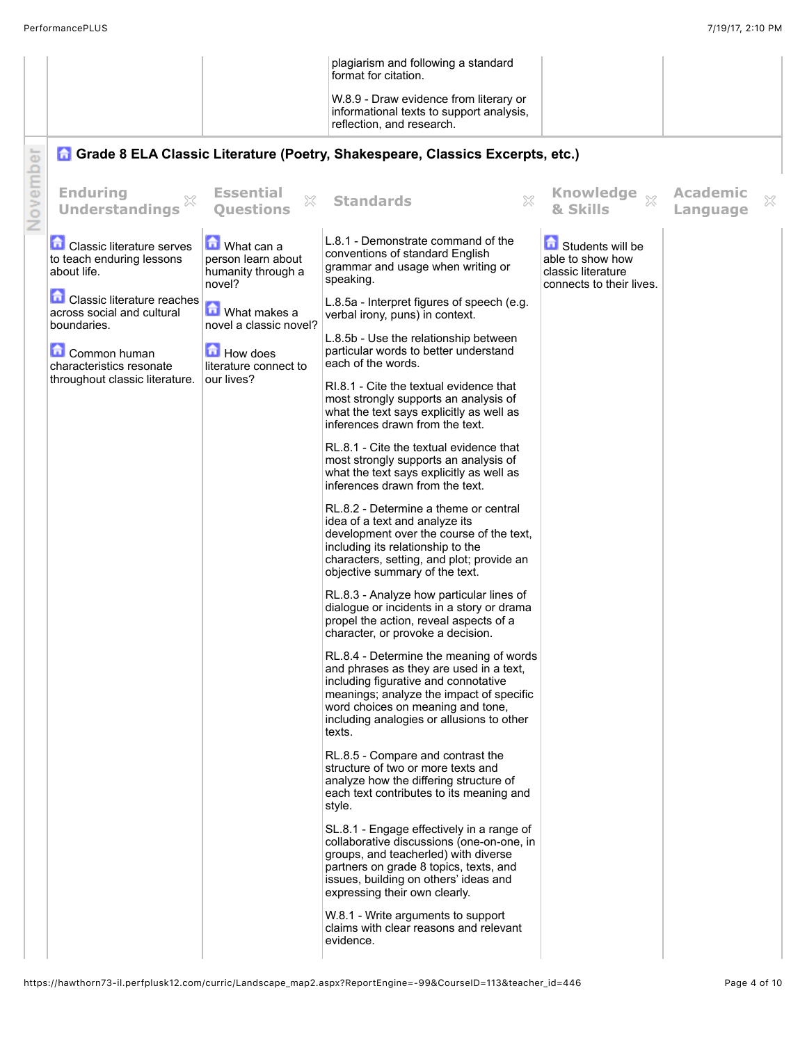| | | | | |
|---|---|---|---|---|
| | | plagiarism and following a standard format for citation.<br><br>W.8.9 - Draw evidence from literary or informational texts to support analysis, reflection, and research. | | |

November

## Grade 8 ELA Classic Literature (Poetry, Shakespeare, Classics Excerpts, etc.)

| Enduring Understandings | Essential Questions | Standards | Knowledge & Skills | Academic Language |
|---|---|---|---|---|
| Classic literature serves to teach enduring lessons about life.<br><br>Classic literature reaches across social and cultural boundaries.<br><br>Common human characteristics resonate throughout classic literature. | What can a person learn about humanity through a novel?<br><br>What makes a novel a classic novel?<br><br>How does literature connect to our lives? | L.8.1 - Demonstrate command of the conventions of standard English grammar and usage when writing or speaking.<br><br>L.8.5a - Interpret figures of speech (e.g. verbal irony, puns) in context.<br><br>L.8.5b - Use the relationship between particular words to better understand each of the words.<br><br>RI.8.1 - Cite the textual evidence that most strongly supports an analysis of what the text says explicitly as well as inferences drawn from the text.<br><br>RL.8.1 - Cite the textual evidence that most strongly supports an analysis of what the text says explicitly as well as inferences drawn from the text.<br><br>RL.8.2 - Determine a theme or central idea of a text and analyze its development over the course of the text, including its relationship to the characters, setting, and plot; provide an objective summary of the text.<br><br>RL.8.3 - Analyze how particular lines of dialogue or incidents in a story or drama propel the action, reveal aspects of a character, or provoke a decision.<br><br>RL.8.4 - Determine the meaning of words and phrases as they are used in a text, including figurative and connotative meanings; analyze the impact of specific word choices on meaning and tone, including analogies or allusions to other texts.<br><br>RL.8.5 - Compare and contrast the structure of two or more texts and analyze how the differing structure of each text contributes to its meaning and style.<br><br>SL.8.1 - Engage effectively in a range of collaborative discussions (one-on-one, in groups, and teacherled) with diverse partners on grade 8 topics, texts, and issues, building on others' ideas and expressing their own clearly.<br><br>W.8.1 - Write arguments to support claims with clear reasons and relevant evidence. | Students will be able to show how classic literature connects to their lives. | |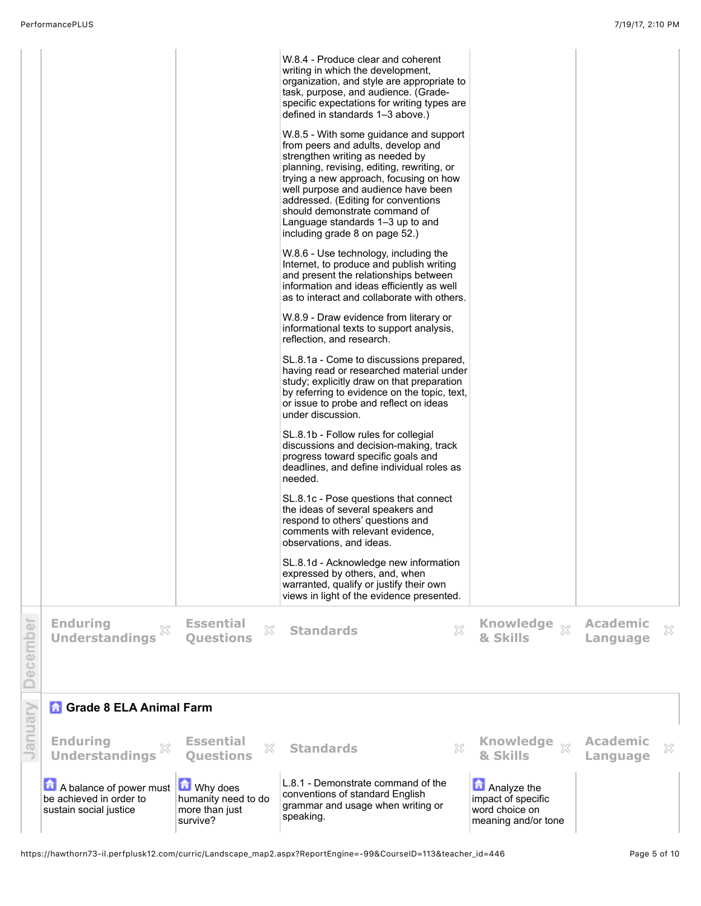| Enduring Understandings | Essential Questions | Standards | Knowledge & Skills | Academic Language |
|---|---|---|---|---|
| | | W.8.4 - Produce clear and coherent writing in which the development, organization, and style are appropriate to task, purpose, and audience. (Grade-specific expectations for writing types are defined in standards 1–3 above.)<br><br>W.8.5 - With some guidance and support from peers and adults, develop and strengthen writing as needed by planning, revising, editing, rewriting, or trying a new approach, focusing on how well purpose and audience have been addressed. (Editing for conventions should demonstrate command of Language standards 1–3 up to and including grade 8 on page 52.)<br><br>W.8.6 - Use technology, including the Internet, to produce and publish writing and present the relationships between information and ideas efficiently as well as to interact and collaborate with others.<br><br>W.8.9 - Draw evidence from literary or informational texts to support analysis, reflection, and research.<br><br>SL.8.1a - Come to discussions prepared, having read or researched material under study; explicitly draw on that preparation by referring to evidence on the topic, text, or issue to probe and reflect on ideas under discussion.<br><br>SL.8.1b - Follow rules for collegial discussions and decision-making, track progress toward specific goals and deadlines, and define individual roles as needed.<br><br>SL.8.1c - Pose questions that connect the ideas of several speakers and respond to others' questions and comments with relevant evidence, observations, and ideas.<br><br>SL.8.1d - Acknowledge new information expressed by others, and, when warranted, qualify or justify their own views in light of the evidence presented. | | |

## December

| Enduring Understandings | Essential Questions | Standards | Knowledge & Skills | Academic Language |
|---|---|---|---|---|
| | | | | |

## January

### Grade 8 ELA Animal Farm

| Enduring Understandings | Essential Questions | Standards | Knowledge & Skills | Academic Language |
|---|---|---|---|---|
| A balance of power must be achieved in order to sustain social justice | Why does humanity need to do more than just survive? | L.8.1 - Demonstrate command of the conventions of standard English grammar and usage when writing or speaking. | Analyze the impact of specific word choice on meaning and/or tone | |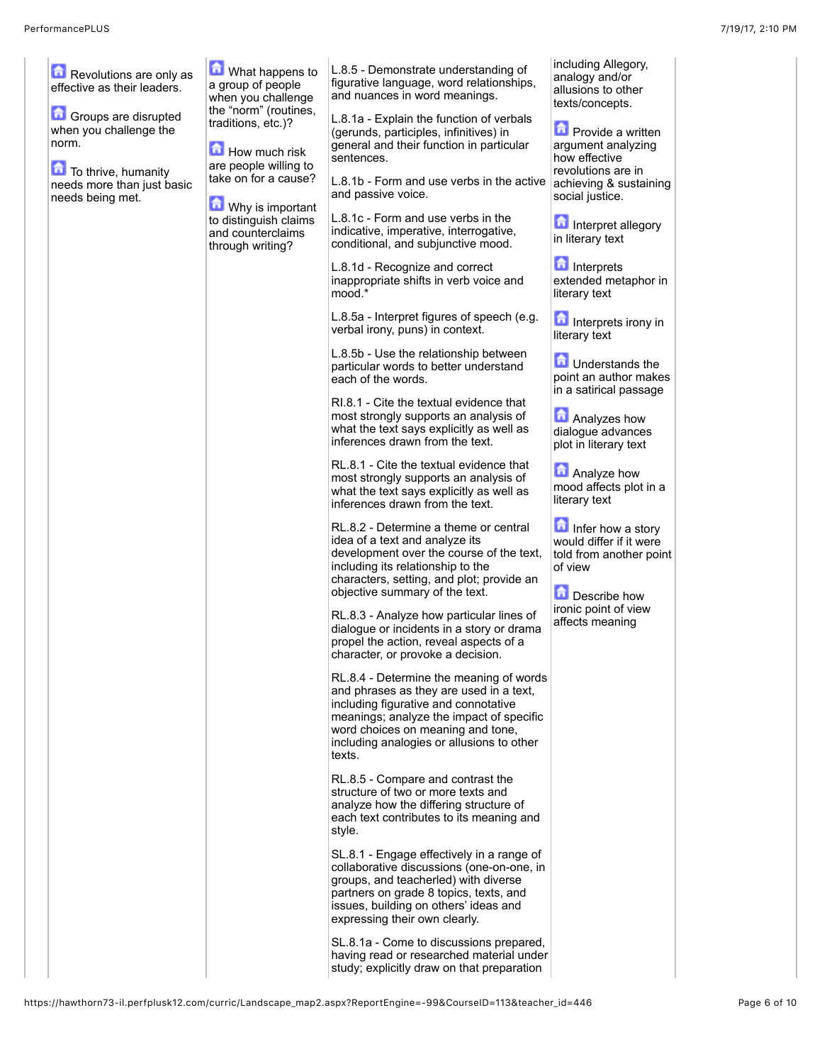| | | | | |
|---|---|---|---|---|
| | Revolutions are only as effective as their leaders.<br><br>Groups are disrupted when you challenge the norm.<br><br>To thrive, humanity needs more than just basic needs being met. | What happens to a group of people when you challenge the "norm" (routines, traditions, etc.)?<br><br>How much risk are people willing to take on for a cause?<br><br>Why is important to distinguish claims and counterclaims through writing? | L.8.5 - Demonstrate understanding of figurative language, word relationships, and nuances in word meanings.<br><br>L.8.1a - Explain the function of verbals (gerunds, participles, infinitives) in general and their function in particular sentences.<br><br>L.8.1b - Form and use verbs in the active and passive voice.<br><br>L.8.1c - Form and use verbs in the indicative, imperative, interrogative, conditional, and subjunctive mood.<br><br>L.8.1d - Recognize and correct inappropriate shifts in verb voice and mood.*<br><br>L.8.5a - Interpret figures of speech (e.g. verbal irony, puns) in context.<br><br>L.8.5b - Use the relationship between particular words to better understand each of the words.<br><br>RI.8.1 - Cite the textual evidence that most strongly supports an analysis of what the text says explicitly as well as inferences drawn from the text.<br><br>RL.8.1 - Cite the textual evidence that most strongly supports an analysis of what the text says explicitly as well as inferences drawn from the text.<br><br>RL.8.2 - Determine a theme or central idea of a text and analyze its development over the course of the text, including its relationship to the characters, setting, and plot; provide an objective summary of the text.<br><br>RL.8.3 - Analyze how particular lines of dialogue or incidents in a story or drama propel the action, reveal aspects of a character, or provoke a decision.<br><br>RL.8.4 - Determine the meaning of words and phrases as they are used in a text, including figurative and connotative meanings; analyze the impact of specific word choices on meaning and tone, including analogies or allusions to other texts.<br><br>RL.8.5 - Compare and contrast the structure of two or more texts and analyze how the differing structure of each text contributes to its meaning and style.<br><br>SL.8.1 - Engage effectively in a range of collaborative discussions (one-on-one, in groups, and teacherled) with diverse partners on grade 8 topics, texts, and issues, building on others' ideas and expressing their own clearly.<br><br>SL.8.1a - Come to discussions prepared, having read or researched material under study; explicitly draw on that preparation | including Allegory, analogy and/or allusions to other texts/concepts.<br><br>Provide a written argument analyzing how effective revolutions are in achieving & sustaining social justice.<br><br>Interpret allegory in literary text<br><br>Interprets extended metaphor in literary text<br><br>Interprets irony in literary text<br><br>Understands the point an author makes in a satirical passage<br><br>Analyzes how dialogue advances plot in literary text<br><br>Analyze how mood affects plot in a literary text<br><br>Infer how a story would differ if it were told from another point of view<br><br>Describe how ironic point of view affects meaning |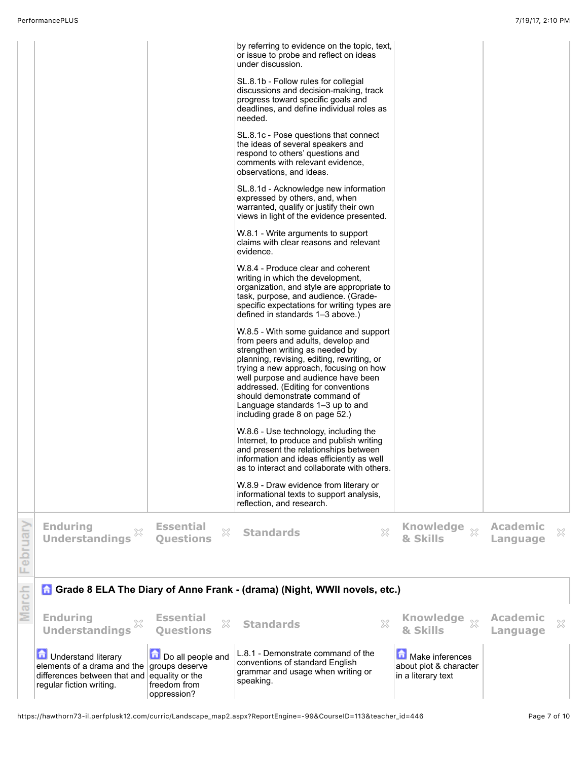| | | | | |
|---|---|---|---|---|
| | | by referring to evidence on the topic, text, or issue to probe and reflect on ideas under discussion.<br><br>SL.8.1b - Follow rules for collegial discussions and decision-making, track progress toward specific goals and deadlines, and define individual roles as needed.<br><br>SL.8.1c - Pose questions that connect the ideas of several speakers and respond to others' questions and comments with relevant evidence, observations, and ideas.<br><br>SL.8.1d - Acknowledge new information expressed by others, and, when warranted, qualify or justify their own views in light of the evidence presented.<br><br>W.8.1 - Write arguments to support claims with clear reasons and relevant evidence.<br><br>W.8.4 - Produce clear and coherent writing in which the development, organization, and style are appropriate to task, purpose, and audience. (Grade-specific expectations for writing types are defined in standards 1–3 above.)<br><br>W.8.5 - With some guidance and support from peers and adults, develop and strengthen writing as needed by planning, revising, editing, rewriting, or trying a new approach, focusing on how well purpose and audience have been addressed. (Editing for conventions should demonstrate command of Language standards 1–3 up to and including grade 8 on page 52.)<br><br>W.8.6 - Use technology, including the Internet, to produce and publish writing and present the relationships between information and ideas efficiently as well as to interact and collaborate with others.<br><br>W.8.9 - Draw evidence from literary or informational texts to support analysis, reflection, and research. | | |

**February**

| Enduring Understandings | Essential Questions | Standards | Knowledge & Skills | Academic Language |
|---|---|---|---|---|

**March**

### Grade 8 ELA The Diary of Anne Frank - (drama) (Night, WWII novels, etc.)

| Enduring Understandings | Essential Questions | Standards | Knowledge & Skills | Academic Language |
|---|---|---|---|---|
| Understand literary elements of a drama and the differences between that and regular fiction writing. | Do all people and groups deserve equality or the freedom from oppression? | L.8.1 - Demonstrate command of the conventions of standard English grammar and usage when writing or speaking. | Make inferences about plot & character in a literary text | |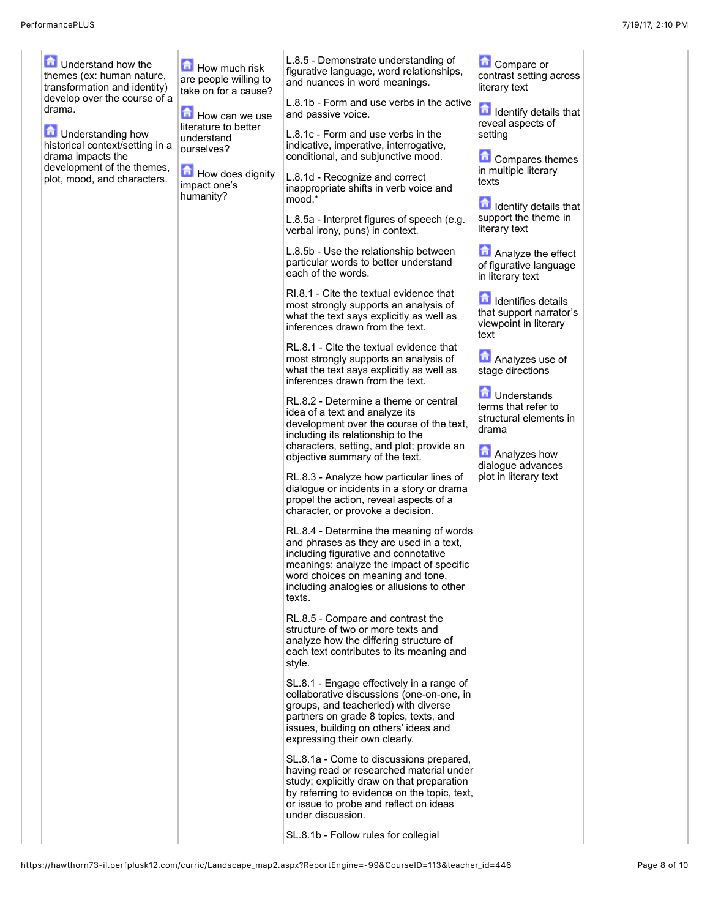| | | | | |
|---|---|---|---|---|
| Understand how the themes (ex: human nature, transformation and identity) develop over the course of a drama.<br><br>Understanding how historical context/setting in a drama impacts the development of the themes, plot, mood, and characters. | How much risk are people willing to take on for a cause?<br><br>How can we use literature to better understand ourselves?<br><br>How does dignity impact one's humanity? | L.8.5 - Demonstrate understanding of figurative language, word relationships, and nuances in word meanings.<br><br>L.8.1b - Form and use verbs in the active and passive voice.<br><br>L.8.1c - Form and use verbs in the indicative, imperative, interrogative, conditional, and subjunctive mood.<br><br>L.8.1d - Recognize and correct inappropriate shifts in verb voice and mood.*<br><br>L.8.5a - Interpret figures of speech (e.g. verbal irony, puns) in context.<br><br>L.8.5b - Use the relationship between particular words to better understand each of the words.<br><br>RI.8.1 - Cite the textual evidence that most strongly supports an analysis of what the text says explicitly as well as inferences drawn from the text.<br><br>RL.8.1 - Cite the textual evidence that most strongly supports an analysis of what the text says explicitly as well as inferences drawn from the text.<br><br>RL.8.2 - Determine a theme or central idea of a text and analyze its development over the course of the text, including its relationship to the characters, setting, and plot; provide an objective summary of the text.<br><br>RL.8.3 - Analyze how particular lines of dialogue or incidents in a story or drama propel the action, reveal aspects of a character, or provoke a decision.<br><br>RL.8.4 - Determine the meaning of words and phrases as they are used in a text, including figurative and connotative meanings; analyze the impact of specific word choices on meaning and tone, including analogies or allusions to other texts.<br><br>RL.8.5 - Compare and contrast the structure of two or more texts and analyze how the differing structure of each text contributes to its meaning and style.<br><br>SL.8.1 - Engage effectively in a range of collaborative discussions (one-on-one, in groups, and teacherled) with diverse partners on grade 8 topics, texts, and issues, building on others' ideas and expressing their own clearly.<br><br>SL.8.1a - Come to discussions prepared, having read or researched material under study; explicitly draw on that preparation by referring to evidence on the topic, text, or issue to probe and reflect on ideas under discussion.<br><br>SL.8.1b - Follow rules for collegial | Compare or contrast setting across literary text<br><br>Identify details that reveal aspects of setting<br><br>Compares themes in multiple literary texts<br><br>Identify details that support the theme in literary text<br><br>Analyze the effect of figurative language in literary text<br><br>Identifies details that support narrator's viewpoint in literary text<br><br>Analyzes use of stage directions<br><br>Understands terms that refer to structural elements in drama<br><br>Analyzes how dialogue advances plot in literary text | |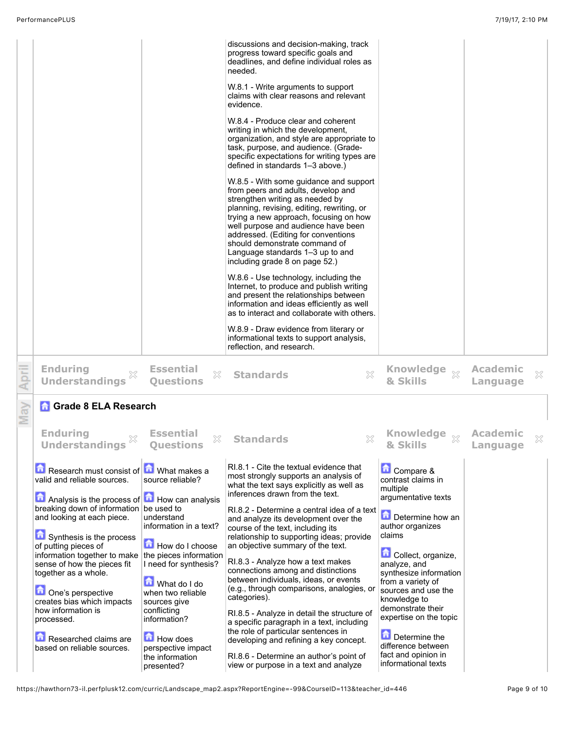| | | | | |
|---|---|---|---|---|
| | | discussions and decision-making, track progress toward specific goals and deadlines, and define individual roles as needed.<br><br>W.8.1 - Write arguments to support claims with clear reasons and relevant evidence.<br><br>W.8.4 - Produce clear and coherent writing in which the development, organization, and style are appropriate to task, purpose, and audience. (Grade-specific expectations for writing types are defined in standards 1–3 above.)<br><br>W.8.5 - With some guidance and support from peers and adults, develop and strengthen writing as needed by planning, revising, editing, rewriting, or trying a new approach, focusing on how well purpose and audience have been addressed. (Editing for conventions should demonstrate command of Language standards 1–3 up to and including grade 8 on page 52.)<br><br>W.8.6 - Use technology, including the Internet, to produce and publish writing and present the relationships between information and ideas efficiently as well as to interact and collaborate with others.<br><br>W.8.9 - Draw evidence from literary or informational texts to support analysis, reflection, and research. | | |

**April**

| Enduring Understandings | Essential Questions | Standards | Knowledge & Skills | Academic Language |
|---|---|---|---|---|

**May**

### Grade 8 ELA Research

| Enduring Understandings | Essential Questions | Standards | Knowledge & Skills | Academic Language |
|---|---|---|---|---|
| Research must consist of valid and reliable sources.<br><br>Analysis is the process of breaking down of information and looking at each piece.<br><br>Synthesis is the process of putting pieces of information together to make sense of how the pieces fit together as a whole.<br><br>One's perspective creates bias which impacts how information is processed.<br><br>Researched claims are based on reliable sources. | What makes a source reliable?<br><br>How can analysis be used to understand information in a text?<br><br>How do I choose the pieces information I need for synthesis?<br><br>What do I do when two reliable sources give conflicting information?<br><br>How does perspective impact the information presented? | RI.8.1 - Cite the textual evidence that most strongly supports an analysis of what the text says explicitly as well as inferences drawn from the text.<br><br>RI.8.2 - Determine a central idea of a text and analyze its development over the course of the text, including its relationship to supporting ideas; provide an objective summary of the text.<br><br>RI.8.3 - Analyze how a text makes connections among and distinctions between individuals, ideas, or events (e.g., through comparisons, analogies, or categories).<br><br>RI.8.5 - Analyze in detail the structure of a specific paragraph in a text, including the role of particular sentences in developing and refining a key concept.<br><br>RI.8.6 - Determine an author's point of view or purpose in a text and analyze | Compare & contrast claims in multiple argumentative texts<br><br>Determine how an author organizes claims<br><br>Collect, organize, analyze, and synthesize information from a variety of sources and use the knowledge to demonstrate their expertise on the topic<br><br>Determine the difference between fact and opinion in informational texts | |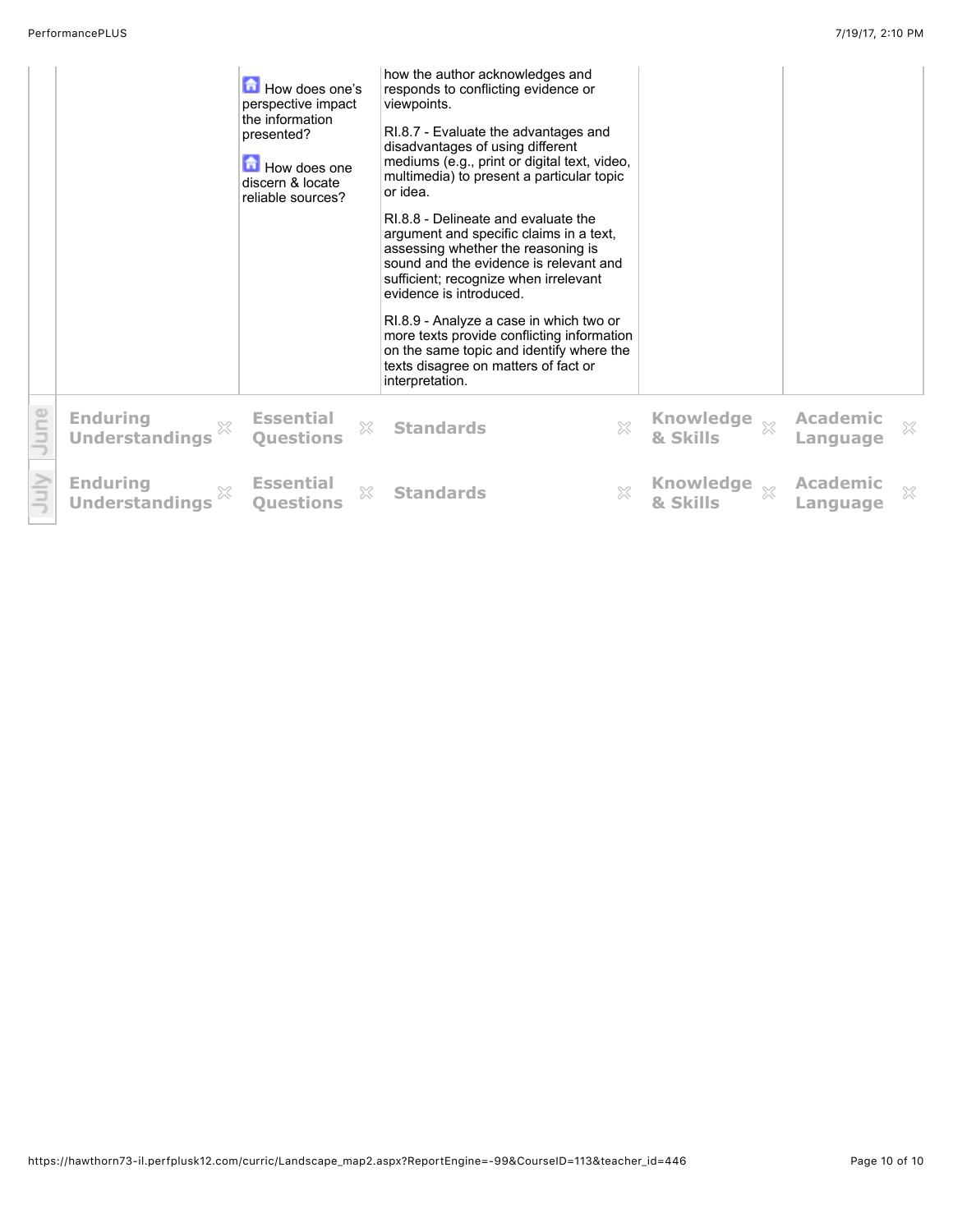| | | | | | |
|---|---|---|---|---|---|
| | | How does one's perspective impact the information presented?<br><br>How does one discern & locate reliable sources? | how the author acknowledges and responds to conflicting evidence or viewpoints.<br><br>RI.8.7 - Evaluate the advantages and disadvantages of using different mediums (e.g., print or digital text, video, multimedia) to present a particular topic or idea.<br><br>RI.8.8 - Delineate and evaluate the argument and specific claims in a text, assessing whether the reasoning is sound and the evidence is relevant and sufficient; recognize when irrelevant evidence is introduced.<br><br>RI.8.9 - Analyze a case in which two or more texts provide conflicting information on the same topic and identify where the texts disagree on matters of fact or interpretation. | | |
| June | **Enduring Understandings** | **Essential Questions** | **Standards** | **Knowledge & Skills** | **Academic Language** |
| July | **Enduring Understandings** | **Essential Questions** | **Standards** | **Knowledge & Skills** | **Academic Language** |